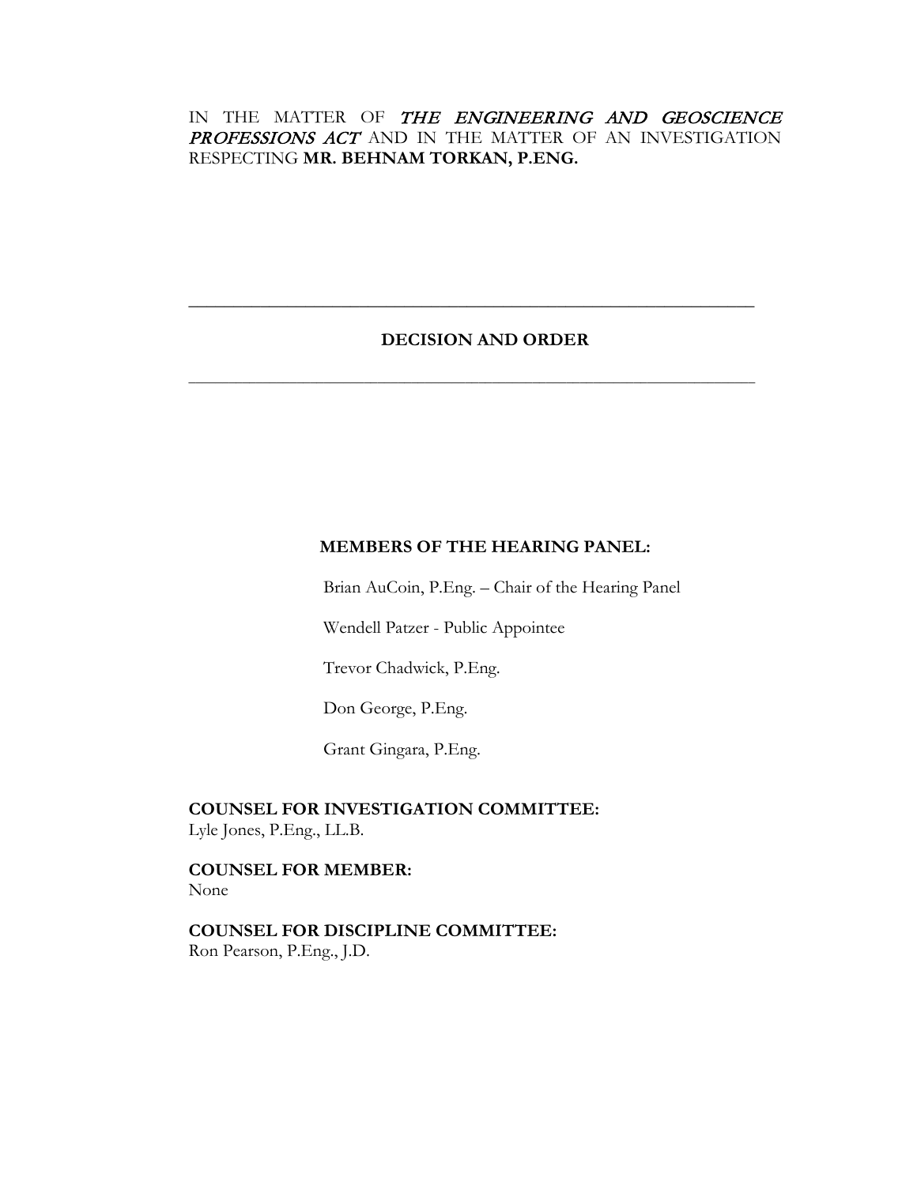IN THE MATTER OF ***THE ENGINEERING AND GEOSCIENCE PROFESSIONS ACT*** AND IN THE MATTER OF AN INVESTIGATION RESPECTING **MR. BEHNAM TORKAN, P.ENG.**

---

**DECISION AND ORDER**

---

**MEMBERS OF THE HEARING PANEL:**

Brian AuCoin, P.Eng. – Chair of the Hearing Panel

Wendell Patzer - Public Appointee

Trevor Chadwick, P.Eng.

Don George, P.Eng.

Grant Gingara, P.Eng.

**COUNSEL FOR INVESTIGATION COMMITTEE:**
Lyle Jones, P.Eng., LL.B.

**COUNSEL FOR MEMBER:**
None

**COUNSEL FOR DISCIPLINE COMMITTEE:**
Ron Pearson, P.Eng., J.D.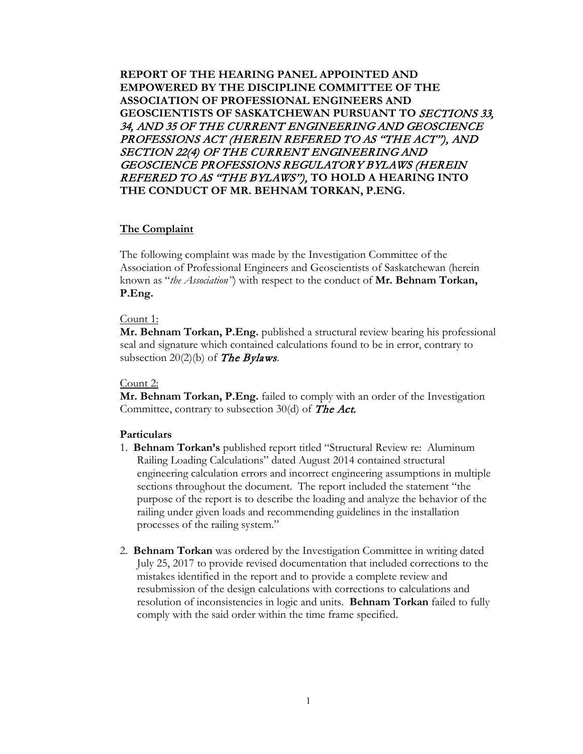**REPORT OF THE HEARING PANEL APPOINTED AND EMPOWERED BY THE DISCIPLINE COMMITTEE OF THE ASSOCIATION OF PROFESSIONAL ENGINEERS AND GEOSCIENTISTS OF SASKATCHEWAN PURSUANT TO *SECTIONS 33, 34, AND 35 OF THE CURRENT ENGINEERING AND GEOSCIENCE PROFESSIONS ACT (HEREIN REFERED TO AS "THE ACT"), AND SECTION 22(4) OF THE CURRENT ENGINEERING AND GEOSCIENCE PROFESSIONS REGULATORY BYLAWS (HEREIN REFERED TO AS "THE BYLAWS"),* TO HOLD A HEARING INTO THE CONDUCT OF MR. BEHNAM TORKAN, P.ENG.**

## The Complaint

The following complaint was made by the Investigation Committee of the Association of Professional Engineers and Geoscientists of Saskatchewan (herein known as "*the Association"*) with respect to the conduct of **Mr. Behnam Torkan, P.Eng.**

Count 1:
**Mr. Behnam Torkan, P.Eng.** published a structural review bearing his professional seal and signature which contained calculations found to be in error, contrary to subsection 20(2)(b) of ***The Bylaws***.

Count 2:
**Mr. Behnam Torkan, P.Eng.** failed to comply with an order of the Investigation Committee, contrary to subsection 30(d) of ***The Act.***

**Particulars**

1. **Behnam Torkan's** published report titled "Structural Review re: Aluminum Railing Loading Calculations" dated August 2014 contained structural engineering calculation errors and incorrect engineering assumptions in multiple sections throughout the document. The report included the statement "the purpose of the report is to describe the loading and analyze the behavior of the railing under given loads and recommending guidelines in the installation processes of the railing system."

2. **Behnam Torkan** was ordered by the Investigation Committee in writing dated July 25, 2017 to provide revised documentation that included corrections to the mistakes identified in the report and to provide a complete review and resubmission of the design calculations with corrections to calculations and resolution of inconsistencies in logic and units. **Behnam Torkan** failed to fully comply with the said order within the time frame specified.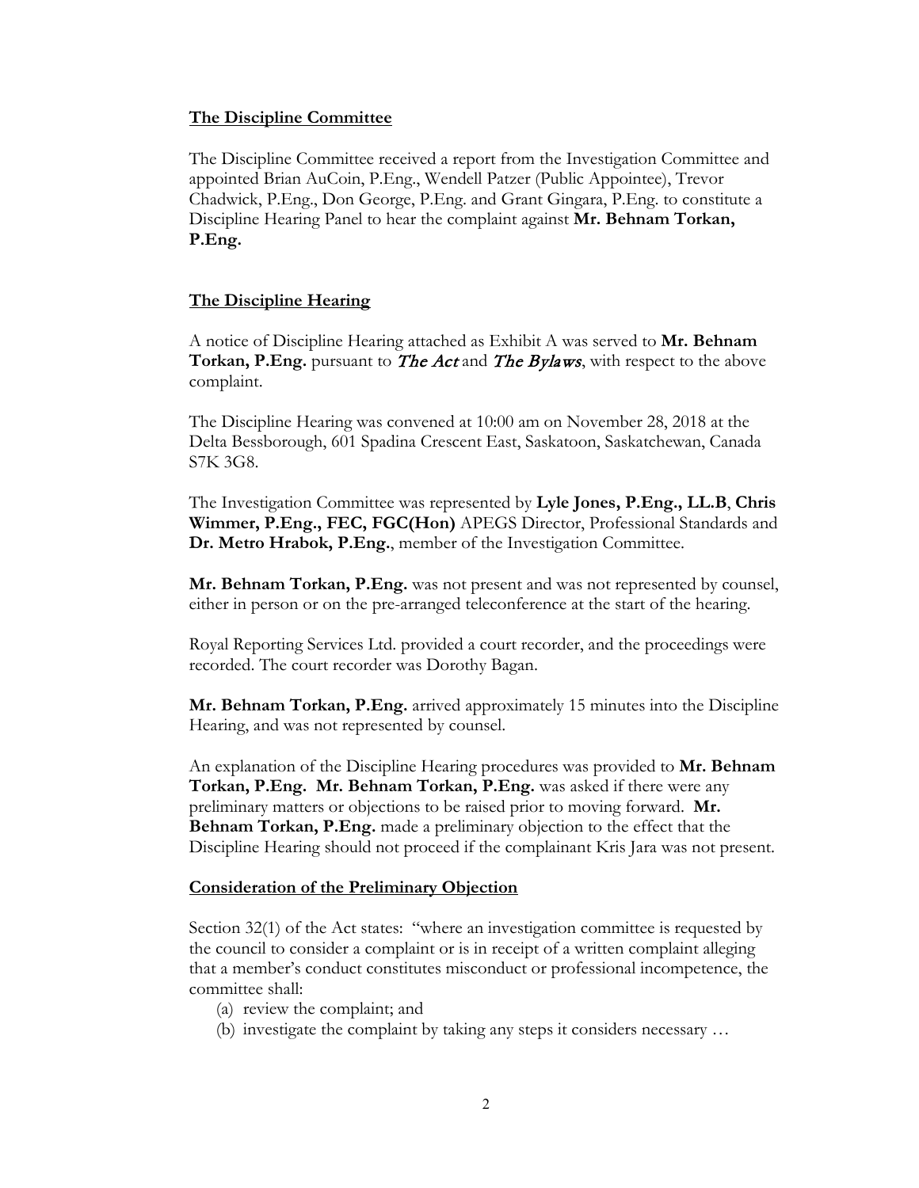## The Discipline Committee

The Discipline Committee received a report from the Investigation Committee and appointed Brian AuCoin, P.Eng., Wendell Patzer (Public Appointee), Trevor Chadwick, P.Eng., Don George, P.Eng. and Grant Gingara, P.Eng. to constitute a Discipline Hearing Panel to hear the complaint against **Mr. Behnam Torkan, P.Eng.**

## The Discipline Hearing

A notice of Discipline Hearing attached as Exhibit A was served to **Mr. Behnam Torkan, P.Eng.** pursuant to *The Act* and *The Bylaws*, with respect to the above complaint.

The Discipline Hearing was convened at 10:00 am on November 28, 2018 at the Delta Bessborough, 601 Spadina Crescent East, Saskatoon, Saskatchewan, Canada S7K 3G8.

The Investigation Committee was represented by **Lyle Jones, P.Eng., LL.B**, **Chris Wimmer, P.Eng., FEC, FGC(Hon)** APEGS Director, Professional Standards and **Dr. Metro Hrabok, P.Eng.**, member of the Investigation Committee.

**Mr. Behnam Torkan, P.Eng.** was not present and was not represented by counsel, either in person or on the pre-arranged teleconference at the start of the hearing.

Royal Reporting Services Ltd. provided a court recorder, and the proceedings were recorded. The court recorder was Dorothy Bagan.

**Mr. Behnam Torkan, P.Eng.** arrived approximately 15 minutes into the Discipline Hearing, and was not represented by counsel.

An explanation of the Discipline Hearing procedures was provided to **Mr. Behnam Torkan, P.Eng. Mr. Behnam Torkan, P.Eng.** was asked if there were any preliminary matters or objections to be raised prior to moving forward. **Mr. Behnam Torkan, P.Eng.** made a preliminary objection to the effect that the Discipline Hearing should not proceed if the complainant Kris Jara was not present.

## Consideration of the Preliminary Objection

Section 32(1) of the Act states: "where an investigation committee is requested by the council to consider a complaint or is in receipt of a written complaint alleging that a member's conduct constitutes misconduct or professional incompetence, the committee shall:

(a) review the complaint; and
(b) investigate the complaint by taking any steps it considers necessary …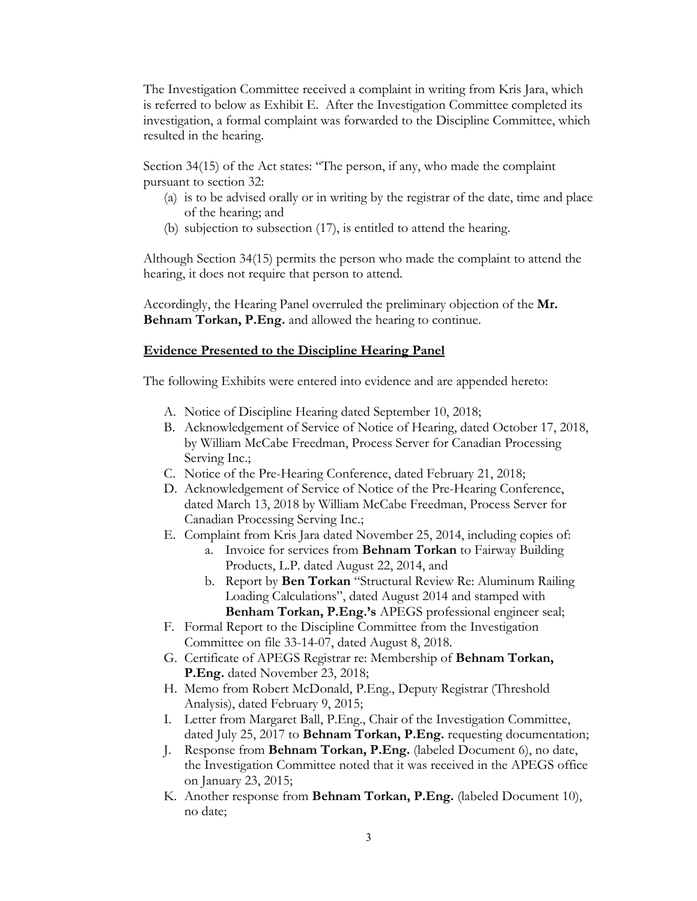The Investigation Committee received a complaint in writing from Kris Jara, which is referred to below as Exhibit E. After the Investigation Committee completed its investigation, a formal complaint was forwarded to the Discipline Committee, which resulted in the hearing.

Section 34(15) of the Act states: "The person, if any, who made the complaint pursuant to section 32:

(a) is to be advised orally or in writing by the registrar of the date, time and place of the hearing; and
(b) subjection to subsection (17), is entitled to attend the hearing.

Although Section 34(15) permits the person who made the complaint to attend the hearing, it does not require that person to attend.

Accordingly, the Hearing Panel overruled the preliminary objection of the **Mr. Behnam Torkan, P.Eng.** and allowed the hearing to continue.

## Evidence Presented to the Discipline Hearing Panel

The following Exhibits were entered into evidence and are appended hereto:

A. Notice of Discipline Hearing dated September 10, 2018;
B. Acknowledgement of Service of Notice of Hearing, dated October 17, 2018, by William McCabe Freedman, Process Server for Canadian Processing Serving Inc.;
C. Notice of the Pre-Hearing Conference, dated February 21, 2018;
D. Acknowledgement of Service of Notice of the Pre-Hearing Conference, dated March 13, 2018 by William McCabe Freedman, Process Server for Canadian Processing Serving Inc.;
E. Complaint from Kris Jara dated November 25, 2014, including copies of:
   a. Invoice for services from **Behnam Torkan** to Fairway Building Products, L.P. dated August 22, 2014, and
   b. Report by **Ben Torkan** "Structural Review Re: Aluminum Railing Loading Calculations", dated August 2014 and stamped with **Benham Torkan, P.Eng.'s** APEGS professional engineer seal;
F. Formal Report to the Discipline Committee from the Investigation Committee on file 33-14-07, dated August 8, 2018.
G. Certificate of APEGS Registrar re: Membership of **Behnam Torkan, P.Eng.** dated November 23, 2018;
H. Memo from Robert McDonald, P.Eng., Deputy Registrar (Threshold Analysis), dated February 9, 2015;
I. Letter from Margaret Ball, P.Eng., Chair of the Investigation Committee, dated July 25, 2017 to **Behnam Torkan, P.Eng.** requesting documentation;
J. Response from **Behnam Torkan, P.Eng.** (labeled Document 6), no date, the Investigation Committee noted that it was received in the APEGS office on January 23, 2015;
K. Another response from **Behnam Torkan, P.Eng.** (labeled Document 10), no date;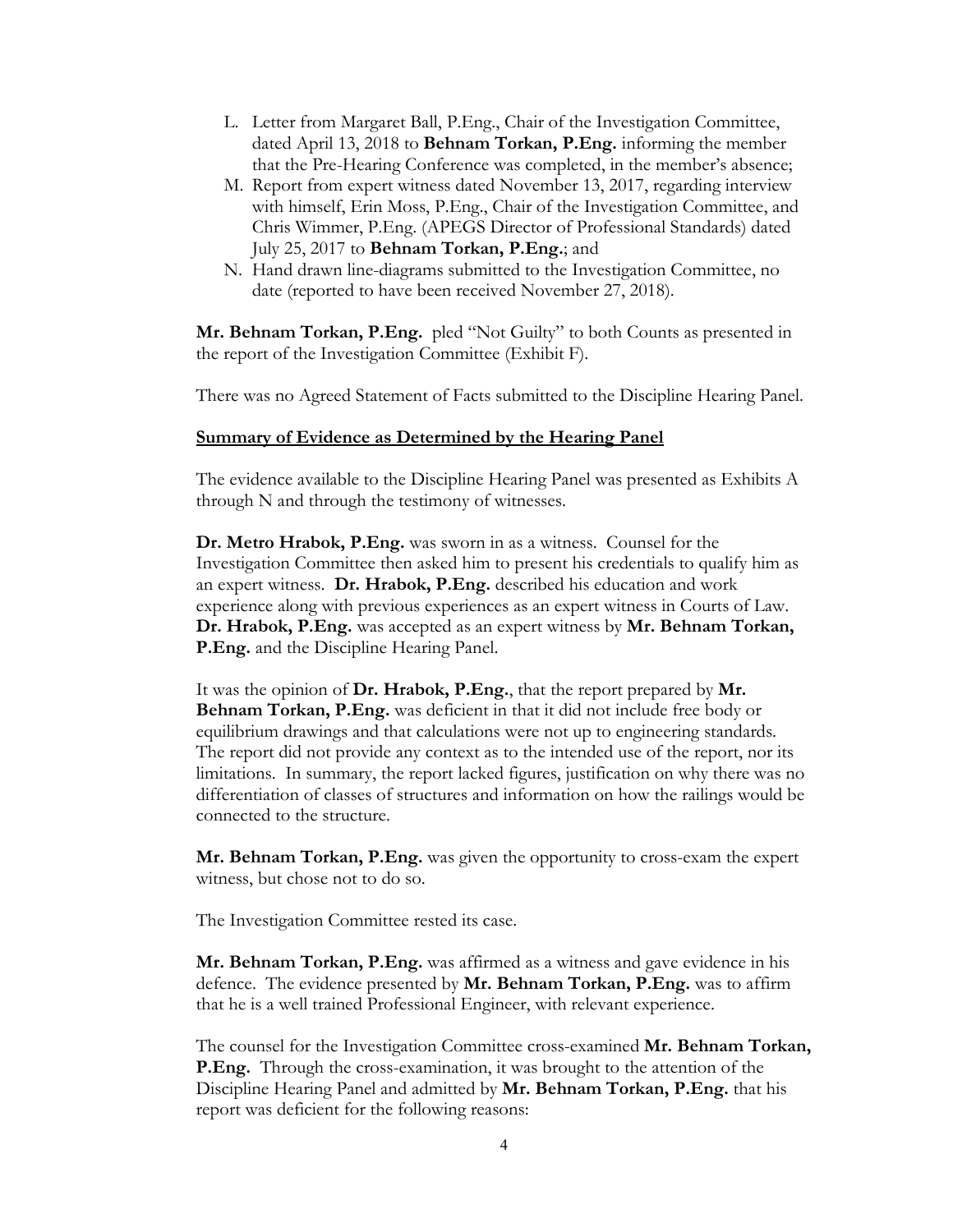L. Letter from Margaret Ball, P.Eng., Chair of the Investigation Committee, dated April 13, 2018 to **Behnam Torkan, P.Eng.** informing the member that the Pre-Hearing Conference was completed, in the member's absence;
M. Report from expert witness dated November 13, 2017, regarding interview with himself, Erin Moss, P.Eng., Chair of the Investigation Committee, and Chris Wimmer, P.Eng. (APEGS Director of Professional Standards) dated July 25, 2017 to **Behnam Torkan, P.Eng.**; and
N. Hand drawn line-diagrams submitted to the Investigation Committee, no date (reported to have been received November 27, 2018).

**Mr. Behnam Torkan, P.Eng.** pled "Not Guilty" to both Counts as presented in the report of the Investigation Committee (Exhibit F).

There was no Agreed Statement of Facts submitted to the Discipline Hearing Panel.

**Summary of Evidence as Determined by the Hearing Panel**

The evidence available to the Discipline Hearing Panel was presented as Exhibits A through N and through the testimony of witnesses.

**Dr. Metro Hrabok, P.Eng.** was sworn in as a witness. Counsel for the Investigation Committee then asked him to present his credentials to qualify him as an expert witness. **Dr. Hrabok, P.Eng.** described his education and work experience along with previous experiences as an expert witness in Courts of Law. **Dr. Hrabok, P.Eng.** was accepted as an expert witness by **Mr. Behnam Torkan, P.Eng.** and the Discipline Hearing Panel.

It was the opinion of **Dr. Hrabok, P.Eng.**, that the report prepared by **Mr. Behnam Torkan, P.Eng.** was deficient in that it did not include free body or equilibrium drawings and that calculations were not up to engineering standards. The report did not provide any context as to the intended use of the report, nor its limitations. In summary, the report lacked figures, justification on why there was no differentiation of classes of structures and information on how the railings would be connected to the structure.

**Mr. Behnam Torkan, P.Eng.** was given the opportunity to cross-exam the expert witness, but chose not to do so.

The Investigation Committee rested its case.

**Mr. Behnam Torkan, P.Eng.** was affirmed as a witness and gave evidence in his defence. The evidence presented by **Mr. Behnam Torkan, P.Eng.** was to affirm that he is a well trained Professional Engineer, with relevant experience.

The counsel for the Investigation Committee cross-examined **Mr. Behnam Torkan, P.Eng.** Through the cross-examination, it was brought to the attention of the Discipline Hearing Panel and admitted by **Mr. Behnam Torkan, P.Eng.** that his report was deficient for the following reasons: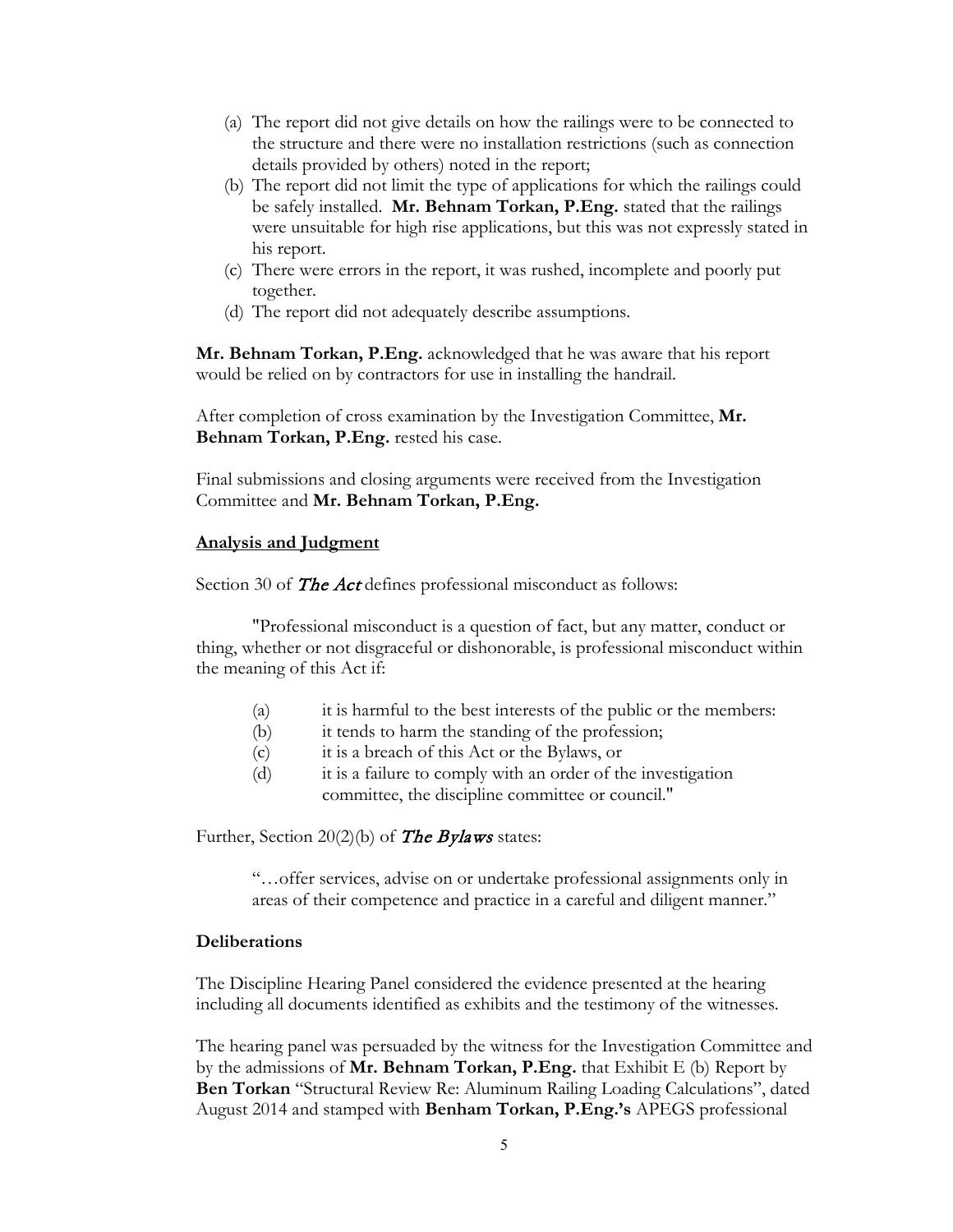(a) The report did not give details on how the railings were to be connected to the structure and there were no installation restrictions (such as connection details provided by others) noted in the report;
(b) The report did not limit the type of applications for which the railings could be safely installed. **Mr. Behnam Torkan, P.Eng.** stated that the railings were unsuitable for high rise applications, but this was not expressly stated in his report.
(c) There were errors in the report, it was rushed, incomplete and poorly put together.
(d) The report did not adequately describe assumptions.

**Mr. Behnam Torkan, P.Eng.** acknowledged that he was aware that his report would be relied on by contractors for use in installing the handrail.

After completion of cross examination by the Investigation Committee, **Mr. Behnam Torkan, P.Eng.** rested his case.

Final submissions and closing arguments were received from the Investigation Committee and **Mr. Behnam Torkan, P.Eng.**

**Analysis and Judgment**

Section 30 of ***The Act*** defines professional misconduct as follows:

> "Professional misconduct is a question of fact, but any matter, conduct or thing, whether or not disgraceful or dishonorable, is professional misconduct within the meaning of this Act if:
>
> (a) it is harmful to the best interests of the public or the members:
> (b) it tends to harm the standing of the profession;
> (c) it is a breach of this Act or the Bylaws, or
> (d) it is a failure to comply with an order of the investigation committee, the discipline committee or council."

Further, Section 20(2)(b) of ***The Bylaws*** states:

> "…offer services, advise on or undertake professional assignments only in areas of their competence and practice in a careful and diligent manner."

**Deliberations**

The Discipline Hearing Panel considered the evidence presented at the hearing including all documents identified as exhibits and the testimony of the witnesses.

The hearing panel was persuaded by the witness for the Investigation Committee and by the admissions of **Mr. Behnam Torkan, P.Eng.** that Exhibit E (b) Report by **Ben Torkan** "Structural Review Re: Aluminum Railing Loading Calculations", dated August 2014 and stamped with **Benham Torkan, P.Eng.'s** APEGS professional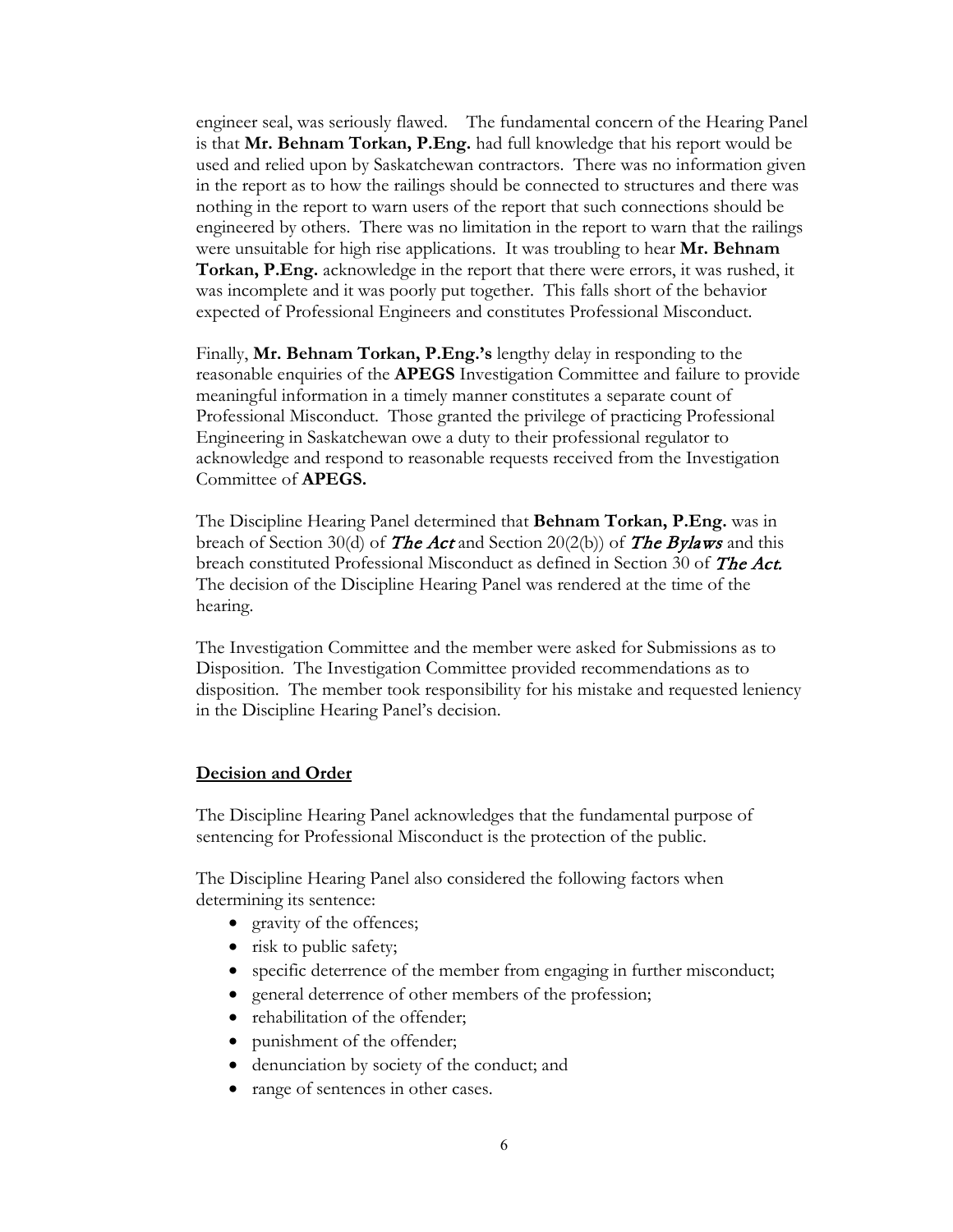engineer seal, was seriously flawed. The fundamental concern of the Hearing Panel is that **Mr. Behnam Torkan, P.Eng.** had full knowledge that his report would be used and relied upon by Saskatchewan contractors. There was no information given in the report as to how the railings should be connected to structures and there was nothing in the report to warn users of the report that such connections should be engineered by others. There was no limitation in the report to warn that the railings were unsuitable for high rise applications. It was troubling to hear **Mr. Behnam Torkan, P.Eng.** acknowledge in the report that there were errors, it was rushed, it was incomplete and it was poorly put together. This falls short of the behavior expected of Professional Engineers and constitutes Professional Misconduct.

Finally, **Mr. Behnam Torkan, P.Eng.'s** lengthy delay in responding to the reasonable enquiries of the **APEGS** Investigation Committee and failure to provide meaningful information in a timely manner constitutes a separate count of Professional Misconduct. Those granted the privilege of practicing Professional Engineering in Saskatchewan owe a duty to their professional regulator to acknowledge and respond to reasonable requests received from the Investigation Committee of **APEGS.**

The Discipline Hearing Panel determined that **Behnam Torkan, P.Eng.** was in breach of Section 30(d) of ***The Act*** and Section 20(2(b)) of ***The Bylaws*** and this breach constituted Professional Misconduct as defined in Section 30 of ***The Act.*** The decision of the Discipline Hearing Panel was rendered at the time of the hearing.

The Investigation Committee and the member were asked for Submissions as to Disposition. The Investigation Committee provided recommendations as to disposition. The member took responsibility for his mistake and requested leniency in the Discipline Hearing Panel's decision.

## Decision and Order

The Discipline Hearing Panel acknowledges that the fundamental purpose of sentencing for Professional Misconduct is the protection of the public.

The Discipline Hearing Panel also considered the following factors when determining its sentence:

- gravity of the offences;
- risk to public safety;
- specific deterrence of the member from engaging in further misconduct;
- general deterrence of other members of the profession;
- rehabilitation of the offender;
- punishment of the offender;
- denunciation by society of the conduct; and
- range of sentences in other cases.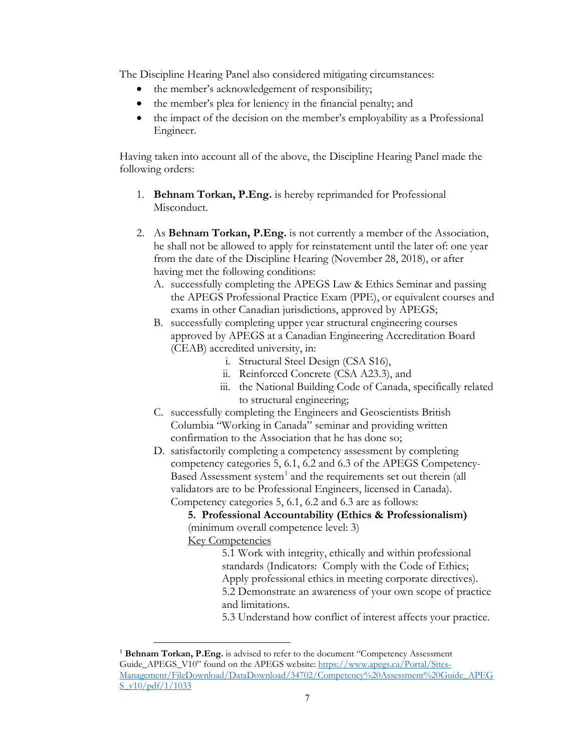The Discipline Hearing Panel also considered mitigating circumstances:

- the member's acknowledgement of responsibility;
- the member's plea for leniency in the financial penalty; and
- the impact of the decision on the member's employability as a Professional Engineer.

Having taken into account all of the above, the Discipline Hearing Panel made the following orders:

1. **Behnam Torkan, P.Eng.** is hereby reprimanded for Professional Misconduct.

2. As **Behnam Torkan, P.Eng.** is not currently a member of the Association, he shall not be allowed to apply for reinstatement until the later of: one year from the date of the Discipline Hearing (November 28, 2018), or after having met the following conditions:
   A. successfully completing the APEGS Law & Ethics Seminar and passing the APEGS Professional Practice Exam (PPE), or equivalent courses and exams in other Canadian jurisdictions, approved by APEGS;
   B. successfully completing upper year structural engineering courses approved by APEGS at a Canadian Engineering Accreditation Board (CEAB) accredited university, in:
      i. Structural Steel Design (CSA S16),
      ii. Reinforced Concrete (CSA A23.3), and
      iii. the National Building Code of Canada, specifically related to structural engineering;
   C. successfully completing the Engineers and Geoscientists British Columbia "Working in Canada" seminar and providing written confirmation to the Association that he has done so;
   D. satisfactorily completing a competency assessment by completing competency categories 5, 6.1, 6.2 and 6.3 of the APEGS Competency-Based Assessment system[1] and the requirements set out therein (all validators are to be Professional Engineers, licensed in Canada). Competency categories 5, 6.1, 6.2 and 6.3 are as follows:

      **5. Professional Accountability (Ethics & Professionalism)**
      (minimum overall competence level: 3)

      Key Competencies

      5.1 Work with integrity, ethically and within professional standards (Indicators: Comply with the Code of Ethics; Apply professional ethics in meeting corporate directives).
      5.2 Demonstrate an awareness of your own scope of practice and limitations.
      5.3 Understand how conflict of interest affects your practice.

[1] **Behnam Torkan, P.Eng.** is advised to refer to the document "Competency Assessment Guide_APEGS_V10" found on the APEGS website: https://www.apegs.ca/Portal/Sites-Management/FileDownload/DataDownload/34702/Competency%20Assessment%20Guide_APEGS_v10/pdf/1/1033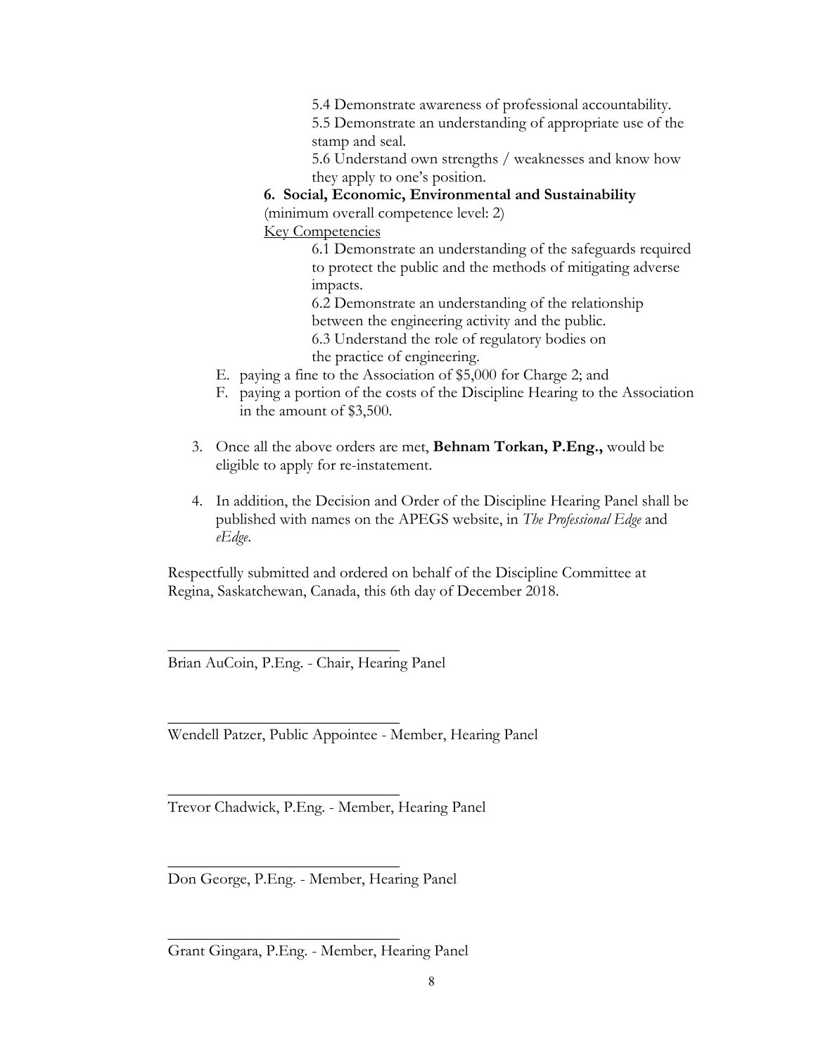5.4 Demonstrate awareness of professional accountability.

5.5 Demonstrate an understanding of appropriate use of the stamp and seal.

5.6 Understand own strengths / weaknesses and know how they apply to one's position.

**6. Social, Economic, Environmental and Sustainability**
(minimum overall competence level: 2)

Key Competencies

6.1 Demonstrate an understanding of the safeguards required to protect the public and the methods of mitigating adverse impacts.

6.2 Demonstrate an understanding of the relationship between the engineering activity and the public.

6.3 Understand the role of regulatory bodies on the practice of engineering.

E. paying a fine to the Association of $5,000 for Charge 2; and

F. paying a portion of the costs of the Discipline Hearing to the Association in the amount of $3,500.

3. Once all the above orders are met, **Behnam Torkan, P.Eng.,** would be eligible to apply for re-instatement.

4. In addition, the Decision and Order of the Discipline Hearing Panel shall be published with names on the APEGS website, in *The Professional Edge* and *eEdge*.

Respectfully submitted and ordered on behalf of the Discipline Committee at Regina, Saskatchewan, Canada, this 6th day of December 2018.

______________________________

Brian AuCoin, P.Eng. - Chair, Hearing Panel

______________________________

Wendell Patzer, Public Appointee - Member, Hearing Panel

______________________________

Trevor Chadwick, P.Eng. - Member, Hearing Panel

______________________________

Don George, P.Eng. - Member, Hearing Panel

______________________________

Grant Gingara, P.Eng. - Member, Hearing Panel